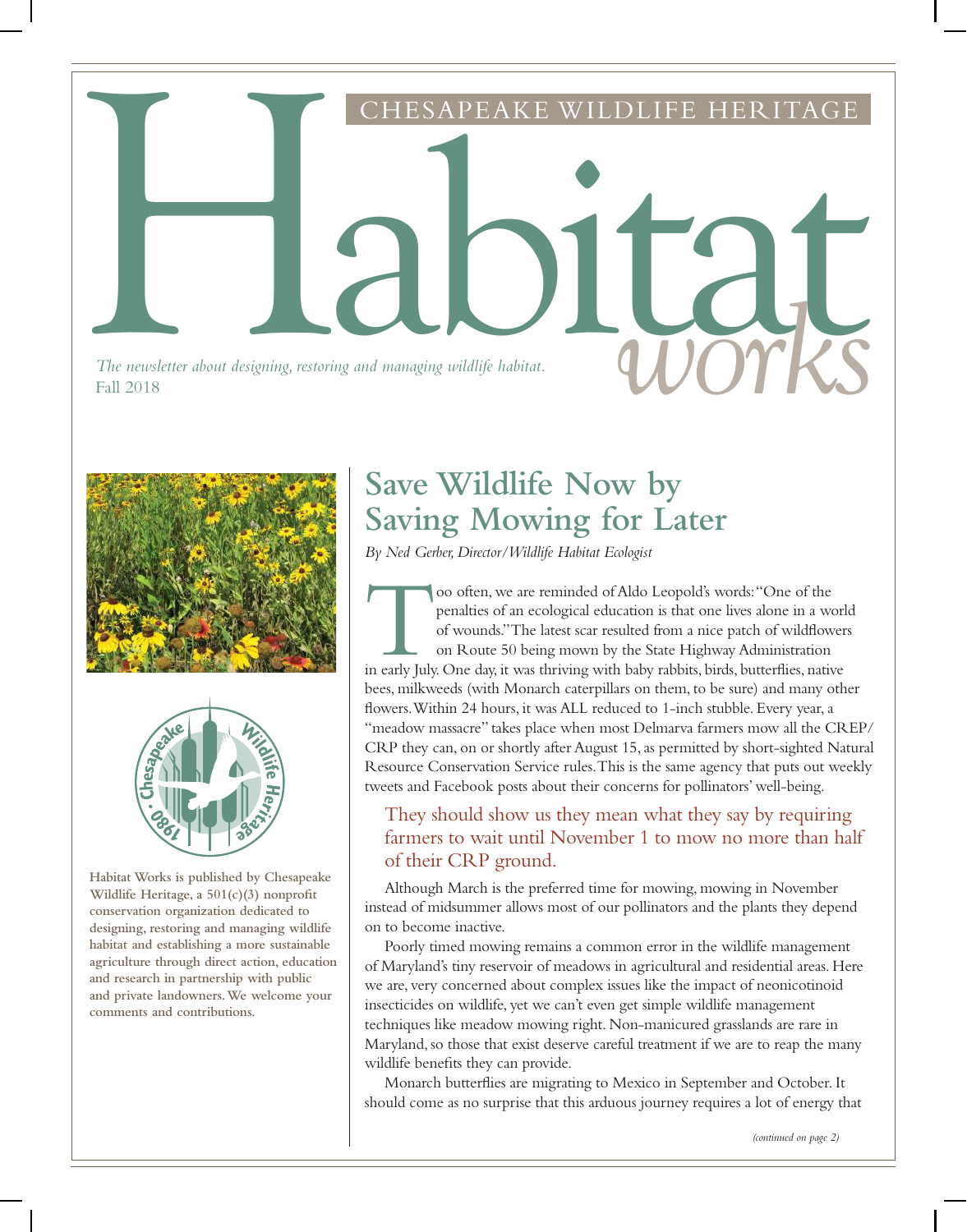CHESAPEAKE WILDLIFE HERITAGE

# Habitat *works*

*The newsletter about designing, restoring and managing wildlife habitat.*
Fall 2018

**Habitat Works is published by Chesapeake Wildlife Heritage, a 501(c)(3) nonprofit conservation organization dedicated to designing, restoring and managing wildlife habitat and establishing a more sustainable agriculture through direct action, education and research in partnership with public and private landowners. We welcome your comments and contributions.**

## Save Wildlife Now by Saving Mowing for Later

*By Ned Gerber, Director/Wildlife Habitat Ecologist*

Too often, we are reminded of Aldo Leopold's words: "One of the penalties of an ecological education is that one lives alone in a world of wounds." The latest scar resulted from a nice patch of wildflowers on Route 50 being mown by the State Highway Administration in early July. One day, it was thriving with baby rabbits, birds, butterflies, native bees, milkweeds (with Monarch caterpillars on them, to be sure) and many other flowers. Within 24 hours, it was ALL reduced to 1-inch stubble. Every year, a "meadow massacre" takes place when most Delmarva farmers mow all the CREP/CRP they can, on or shortly after August 15, as permitted by short-sighted Natural Resource Conservation Service rules. This is the same agency that puts out weekly tweets and Facebook posts about their concerns for pollinators' well-being.

> They should show us they mean what they say by requiring farmers to wait until November 1 to mow no more than half of their CRP ground.

Although March is the preferred time for mowing, mowing in November instead of midsummer allows most of our pollinators and the plants they depend on to become inactive.

Poorly timed mowing remains a common error in the wildlife management of Maryland's tiny reservoir of meadows in agricultural and residential areas. Here we are, very concerned about complex issues like the impact of neonicotinoid insecticides on wildlife, yet we can't even get simple wildlife management techniques like meadow mowing right. Non-manicured grasslands are rare in Maryland, so those that exist deserve careful treatment if we are to reap the many wildlife benefits they can provide.

Monarch butterflies are migrating to Mexico in September and October. It should come as no surprise that this arduous journey requires a lot of energy that

*(continued on page 2)*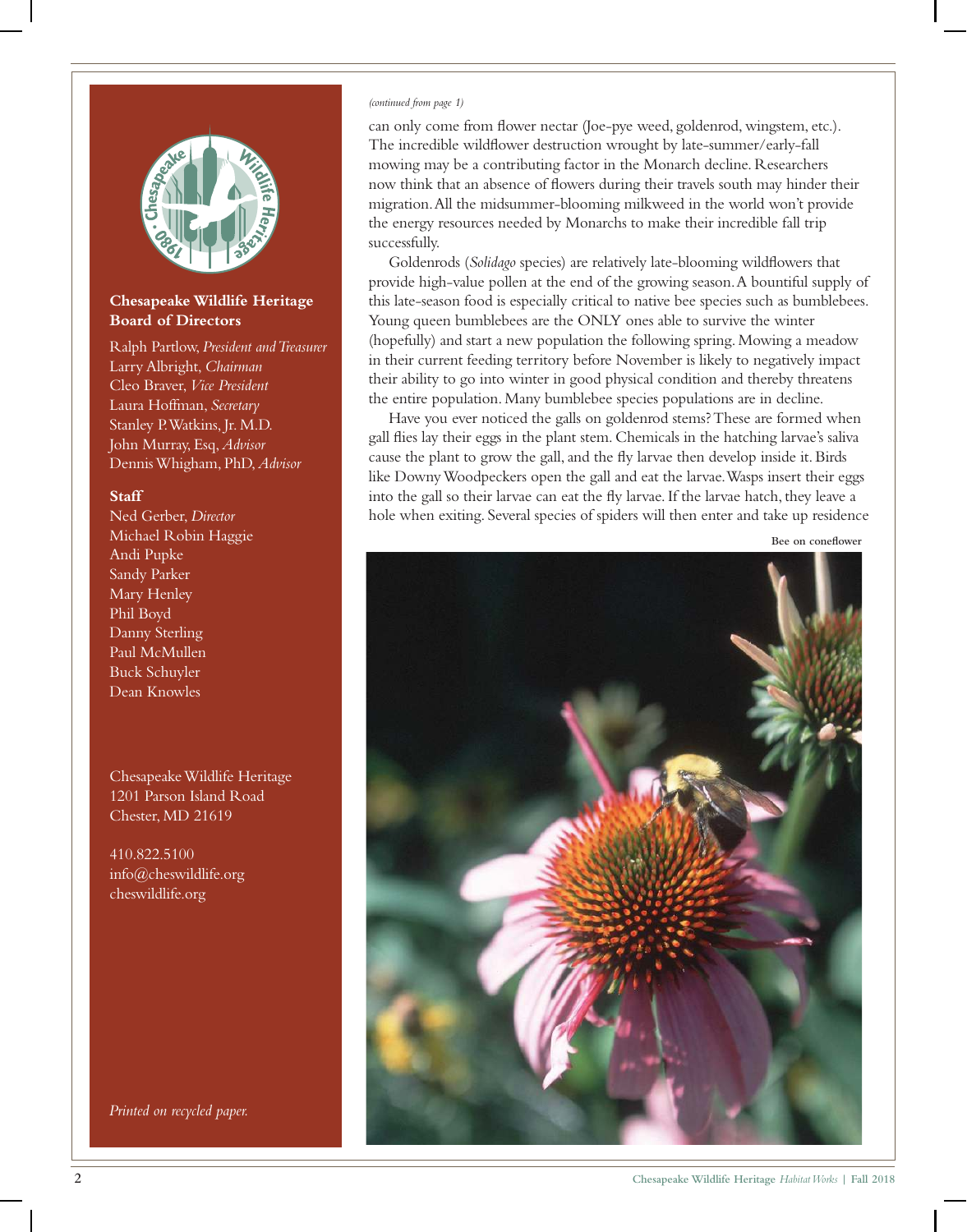**Chesapeake Wildlife Heritage Board of Directors**

Ralph Partlow, *President and Treasurer*
Larry Albright, *Chairman*
Cleo Braver, *Vice President*
Laura Hoffman, *Secretary*
Stanley P. Watkins, Jr. M.D.
John Murray, Esq, *Advisor*
Dennis Whigham, PhD, *Advisor*

**Staff**

Ned Gerber, *Director*
Michael Robin Haggie
Andi Pupke
Sandy Parker
Mary Henley
Phil Boyd
Danny Sterling
Paul McMullen
Buck Schuyler
Dean Knowles

Chesapeake Wildlife Heritage
1201 Parson Island Road
Chester, MD 21619

410.822.5100
info@cheswildlife.org
cheswildlife.org

*Printed on recycled paper.*

*(continued from page 1)*

can only come from flower nectar (Joe-pye weed, goldenrod, wingstem, etc.). The incredible wildflower destruction wrought by late-summer/early-fall mowing may be a contributing factor in the Monarch decline. Researchers now think that an absence of flowers during their travels south may hinder their migration. All the midsummer-blooming milkweed in the world won't provide the energy resources needed by Monarchs to make their incredible fall trip successfully.

Goldenrods (*Solidago* species) are relatively late-blooming wildflowers that provide high-value pollen at the end of the growing season. A bountiful supply of this late-season food is especially critical to native bee species such as bumblebees. Young queen bumblebees are the ONLY ones able to survive the winter (hopefully) and start a new population the following spring. Mowing a meadow in their current feeding territory before November is likely to negatively impact their ability to go into winter in good physical condition and thereby threatens the entire population. Many bumblebee species populations are in decline.

Have you ever noticed the galls on goldenrod stems? These are formed when gall flies lay their eggs in the plant stem. Chemicals in the hatching larvae's saliva cause the plant to grow the gall, and the fly larvae then develop inside it. Birds like Downy Woodpeckers open the gall and eat the larvae. Wasps insert their eggs into the gall so their larvae can eat the fly larvae. If the larvae hatch, they leave a hole when exiting. Several species of spiders will then enter and take up residence

Bee on coneflower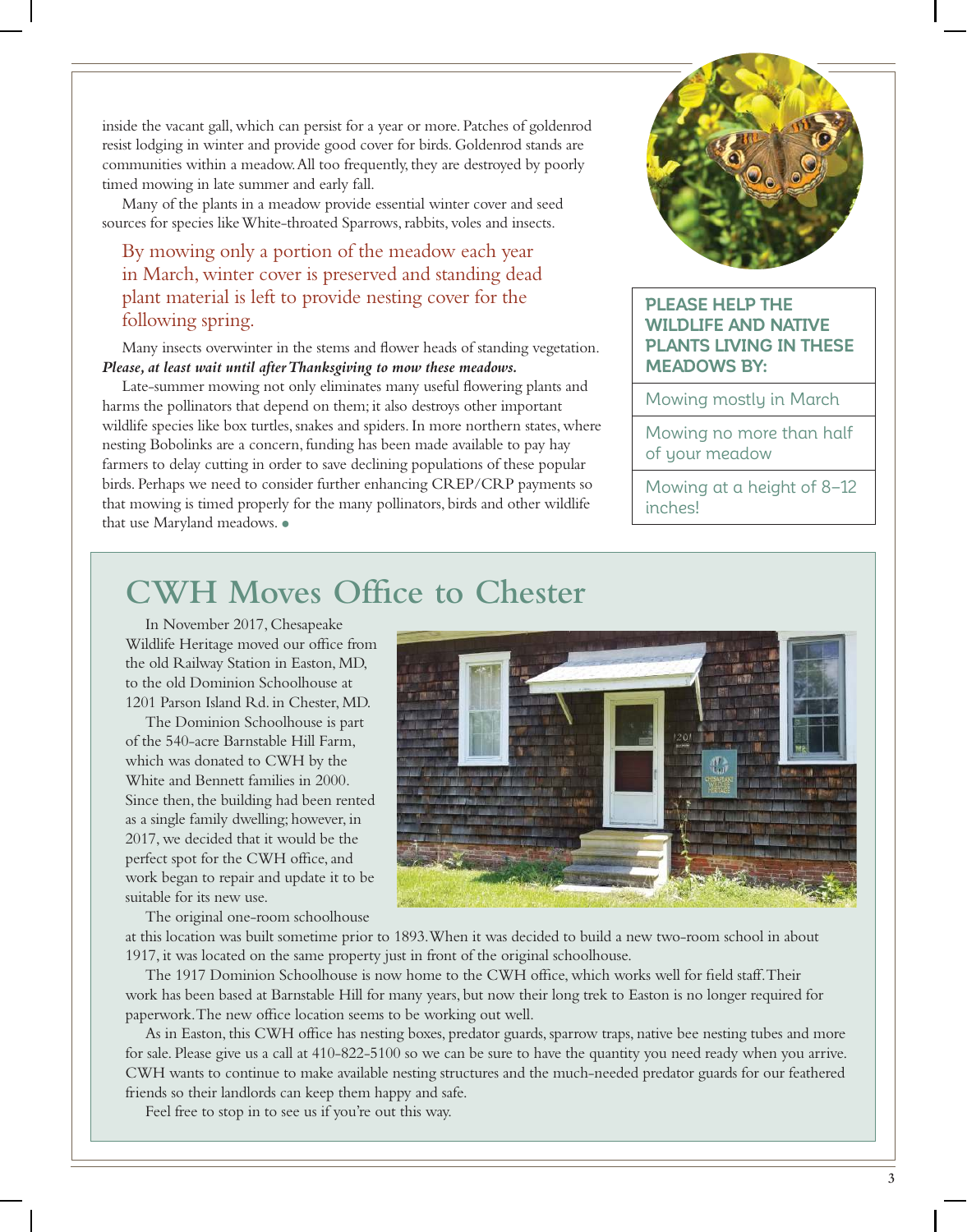inside the vacant gall, which can persist for a year or more. Patches of goldenrod resist lodging in winter and provide good cover for birds. Goldenrod stands are communities within a meadow. All too frequently, they are destroyed by poorly timed mowing in late summer and early fall.

Many of the plants in a meadow provide essential winter cover and seed sources for species like White-throated Sparrows, rabbits, voles and insects.

> By mowing only a portion of the meadow each year in March, winter cover is preserved and standing dead plant material is left to provide nesting cover for the following spring.

Many insects overwinter in the stems and flower heads of standing vegetation. ***Please, at least wait until after Thanksgiving to mow these meadows.***

Late-summer mowing not only eliminates many useful flowering plants and harms the pollinators that depend on them; it also destroys other important wildlife species like box turtles, snakes and spiders. In more northern states, where nesting Bobolinks are a concern, funding has been made available to pay hay farmers to delay cutting in order to save declining populations of these popular birds. Perhaps we need to consider further enhancing CREP/CRP payments so that mowing is timed properly for the many pollinators, birds and other wildlife that use Maryland meadows. •

| PLEASE HELP THE WILDLIFE AND NATIVE PLANTS LIVING IN THESE MEADOWS BY: |
|---|
| Mowing mostly in March |
| Mowing no more than half of your meadow |
| Mowing at a height of 8–12 inches! |

# CWH Moves Office to Chester

In November 2017, Chesapeake Wildlife Heritage moved our office from the old Railway Station in Easton, MD, to the old Dominion Schoolhouse at 1201 Parson Island Rd. in Chester, MD.

The Dominion Schoolhouse is part of the 540-acre Barnstable Hill Farm, which was donated to CWH by the White and Bennett families in 2000. Since then, the building had been rented as a single family dwelling; however, in 2017, we decided that it would be the perfect spot for the CWH office, and work began to repair and update it to be suitable for its new use.

The original one-room schoolhouse at this location was built sometime prior to 1893. When it was decided to build a new two-room school in about 1917, it was located on the same property just in front of the original schoolhouse.

The 1917 Dominion Schoolhouse is now home to the CWH office, which works well for field staff. Their work has been based at Barnstable Hill for many years, but now their long trek to Easton is no longer required for paperwork. The new office location seems to be working out well.

As in Easton, this CWH office has nesting boxes, predator guards, sparrow traps, native bee nesting tubes and more for sale. Please give us a call at 410-822-5100 so we can be sure to have the quantity you need ready when you arrive. CWH wants to continue to make available nesting structures and the much-needed predator guards for our feathered friends so their landlords can keep them happy and safe.

Feel free to stop in to see us if you're out this way.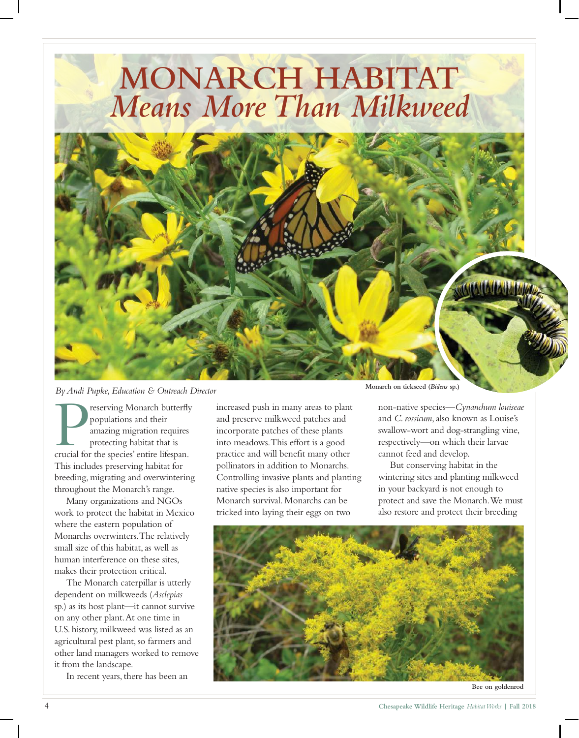# MONARCH HABITAT
## *Means More Than Milkweed*

Monarch on tickseed (*Bidens* sp.)

*By Andi Pupke, Education & Outreach Director*

Preserving Monarch butterfly populations and their amazing migration requires protecting habitat that is crucial for the species' entire lifespan. This includes preserving habitat for breeding, migrating and overwintering throughout the Monarch's range.

Many organizations and NGOs work to protect the habitat in Mexico where the eastern population of Monarchs overwinters. The relatively small size of this habitat, as well as human interference on these sites, makes their protection critical.

The Monarch caterpillar is utterly dependent on milkweeds (*Asclepias* sp.) as its host plant—it cannot survive on any other plant. At one time in U.S. history, milkweed was listed as an agricultural pest plant, so farmers and other land managers worked to remove it from the landscape.

In recent years, there has been an increased push in many areas to plant and preserve milkweed patches and incorporate patches of these plants into meadows. This effort is a good practice and will benefit many other pollinators in addition to Monarchs. Controlling invasive plants and planting native species is also important for Monarch survival. Monarchs can be tricked into laying their eggs on two non-native species—*Cynanchum louiseae* and *C. rossicum*, also known as Louise's swallow-wort and dog-strangling vine, respectively—on which their larvae cannot feed and develop.

But conserving habitat in the wintering sites and planting milkweed in your backyard is not enough to protect and save the Monarch. We must also restore and protect their breeding

Bee on goldenrod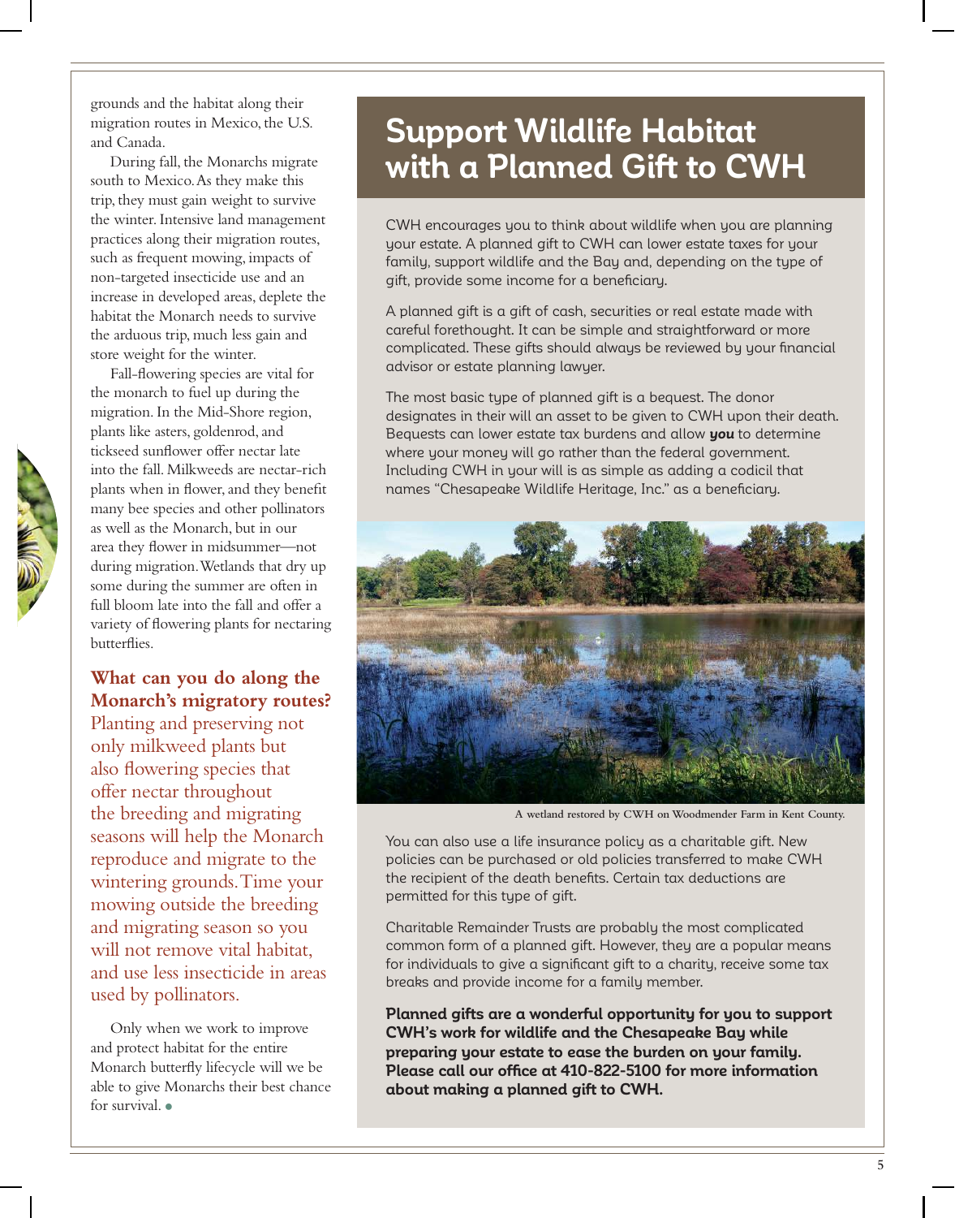grounds and the habitat along their migration routes in Mexico, the U.S. and Canada.

During fall, the Monarchs migrate south to Mexico. As they make this trip, they must gain weight to survive the winter. Intensive land management practices along their migration routes, such as frequent mowing, impacts of non-targeted insecticide use and an increase in developed areas, deplete the habitat the Monarch needs to survive the arduous trip, much less gain and store weight for the winter.

Fall-flowering species are vital for the monarch to fuel up during the migration. In the Mid-Shore region, plants like asters, goldenrod, and tickseed sunflower offer nectar late into the fall. Milkweeds are nectar-rich plants when in flower, and they benefit many bee species and other pollinators as well as the Monarch, but in our area they flower in midsummer—not during migration. Wetlands that dry up some during the summer are often in full bloom late into the fall and offer a variety of flowering plants for nectaring butterflies.

### What can you do along the Monarch's migratory routes?

Planting and preserving not only milkweed plants but also flowering species that offer nectar throughout the breeding and migrating seasons will help the Monarch reproduce and migrate to the wintering grounds. Time your mowing outside the breeding and migrating season so you will not remove vital habitat, and use less insecticide in areas used by pollinators.

Only when we work to improve and protect habitat for the entire Monarch butterfly lifecycle will we be able to give Monarchs their best chance for survival.

## Support Wildlife Habitat with a Planned Gift to CWH

CWH encourages you to think about wildlife when you are planning your estate. A planned gift to CWH can lower estate taxes for your family, support wildlife and the Bay and, depending on the type of gift, provide some income for a beneficiary.

A planned gift is a gift of cash, securities or real estate made with careful forethought. It can be simple and straightforward or more complicated. These gifts should always be reviewed by your financial advisor or estate planning lawyer.

The most basic type of planned gift is a bequest. The donor designates in their will an asset to be given to CWH upon their death. Bequests can lower estate tax burdens and allow ***you*** to determine where your money will go rather than the federal government. Including CWH in your will is as simple as adding a codicil that names "Chesapeake Wildlife Heritage, Inc." as a beneficiary.

A wetland restored by CWH on Woodmender Farm in Kent County.

You can also use a life insurance policy as a charitable gift. New policies can be purchased or old policies transferred to make CWH the recipient of the death benefits. Certain tax deductions are permitted for this type of gift.

Charitable Remainder Trusts are probably the most complicated common form of a planned gift. However, they are a popular means for individuals to give a significant gift to a charity, receive some tax breaks and provide income for a family member.

**Planned gifts are a wonderful opportunity for you to support CWH's work for wildlife and the Chesapeake Bay while preparing your estate to ease the burden on your family. Please call our office at 410-822-5100 for more information about making a planned gift to CWH.**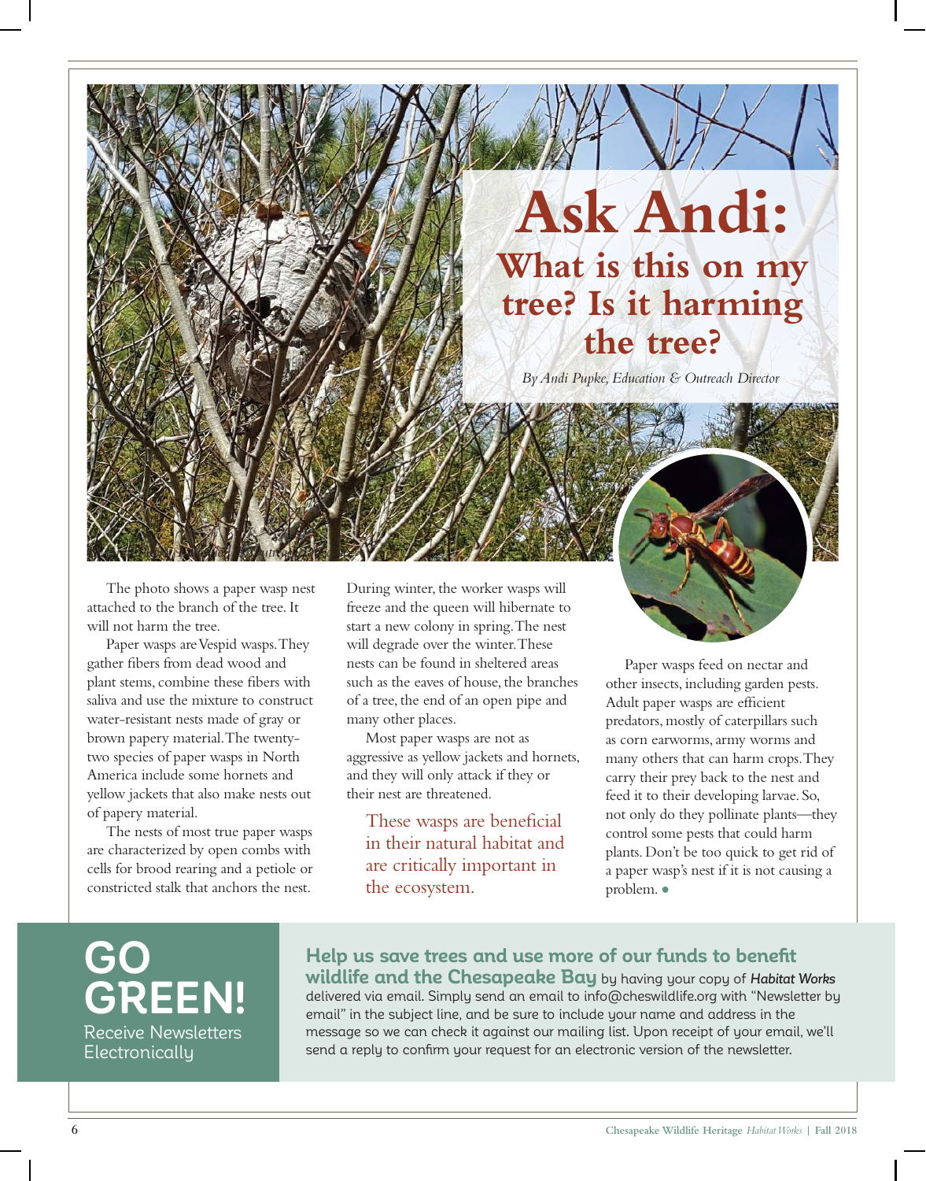# Ask Andi:

## What is this on my tree? Is it harming the tree?

*By Andi Pupke, Education & Outreach Director*

The photo shows a paper wasp nest attached to the branch of the tree. It will not harm the tree.

Paper wasps are Vespid wasps. They gather fibers from dead wood and plant stems, combine these fibers with saliva and use the mixture to construct water-resistant nests made of gray or brown papery material. The twenty-two species of paper wasps in North America include some hornets and yellow jackets that also make nests out of papery material.

The nests of most true paper wasps are characterized by open combs with cells for brood rearing and a petiole or constricted stalk that anchors the nest. During winter, the worker wasps will freeze and the queen will hibernate to start a new colony in spring. The nest will degrade over the winter. These nests can be found in sheltered areas such as the eaves of house, the branches of a tree, the end of an open pipe and many other places.

Most paper wasps are not as aggressive as yellow jackets and hornets, and they will only attack if they or their nest are threatened.

> These wasps are beneficial in their natural habitat and are critically important in the ecosystem.

Paper wasps feed on nectar and other insects, including garden pests. Adult paper wasps are efficient predators, mostly of caterpillars such as corn earworms, army worms and many others that can harm crops. They carry their prey back to the nest and feed it to their developing larvae. So, not only do they pollinate plants—they control some pests that could harm plants. Don't be too quick to get rid of a paper wasp's nest if it is not causing a problem. ●

---

## GO GREEN!

Receive Newsletters Electronically

**Help us save trees and use more of our funds to benefit wildlife and the Chesapeake Bay** by having your copy of ***Habitat Works*** delivered via email. Simply send an email to info@cheswildlife.org with "Newsletter by email" in the subject line, and be sure to include your name and address in the message so we can check it against our mailing list. Upon receipt of your email, we'll send a reply to confirm your request for an electronic version of the newsletter.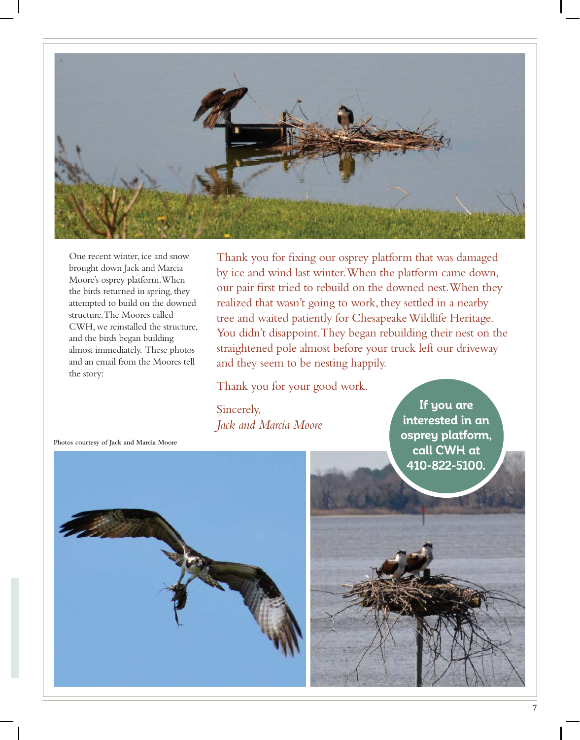One recent winter, ice and snow brought down Jack and Marcia Moore's osprey platform. When the birds returned in spring, they attempted to build on the downed structure. The Moores called CWH, we reinstalled the structure, and the birds began building almost immediately. These photos and an email from the Moores tell the story:

Thank you for fixing our osprey platform that was damaged by ice and wind last winter. When the platform came down, our pair first tried to rebuild on the downed nest. When they realized that wasn't going to work, they settled in a nearby tree and waited patiently for Chesapeake Wildlife Heritage. You didn't disappoint. They began rebuilding their nest on the straightened pole almost before your truck left our driveway and they seem to be nesting happily.

Thank you for your good work.

Sincerely,
*Jack and Marcia Moore*

Photos courtesy of Jack and Marcia Moore

**If you are interested in an osprey platform, call CWH at 410-822-5100.**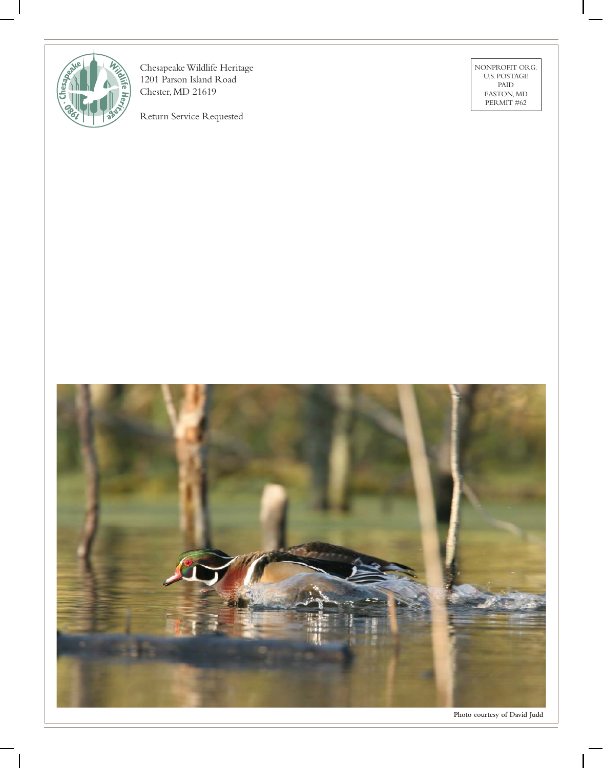Chesapeake Wildlife Heritage
1201 Parson Island Road
Chester, MD 21619

Return Service Requested

NONPROFIT ORG.
U.S. POSTAGE
PAID
EASTON, MD
PERMIT #62

Photo courtesy of David Judd